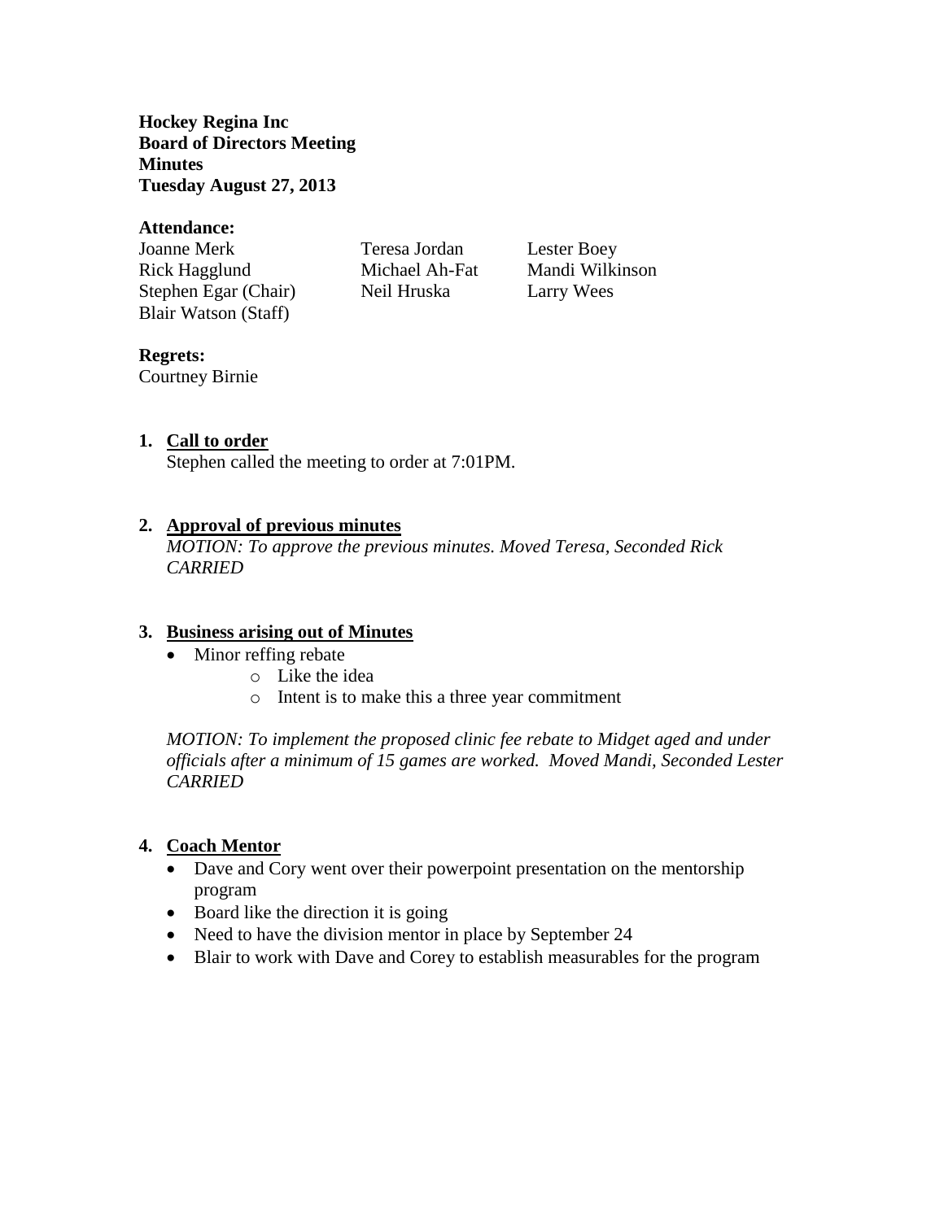**Hockey Regina Inc**
**Board of Directors Meeting**
**Minutes**
**Tuesday August 27, 2013**

**Attendance:**

| | | |
|---|---|---|
| Joanne Merk | Teresa Jordan | Lester Boey |
| Rick Hagglund | Michael Ah-Fat | Mandi Wilkinson |
| Stephen Egar (Chair) | Neil Hruska | Larry Wees |
| Blair Watson (Staff) | | |

**Regrets:**
Courtney Birnie

1. **Call to order**

   Stephen called the meeting to order at 7:01PM.

2. **Approval of previous minutes**

   *MOTION: To approve the previous minutes. Moved Teresa, Seconded Rick CARRIED*

3. **Business arising out of Minutes**
   - Minor reffing rebate
     - Like the idea
     - Intent is to make this a three year commitment

   *MOTION: To implement the proposed clinic fee rebate to Midget aged and under officials after a minimum of 15 games are worked. Moved Mandi, Seconded Lester CARRIED*

4. **Coach Mentor**
   - Dave and Cory went over their powerpoint presentation on the mentorship program
   - Board like the direction it is going
   - Need to have the division mentor in place by September 24
   - Blair to work with Dave and Corey to establish measurables for the program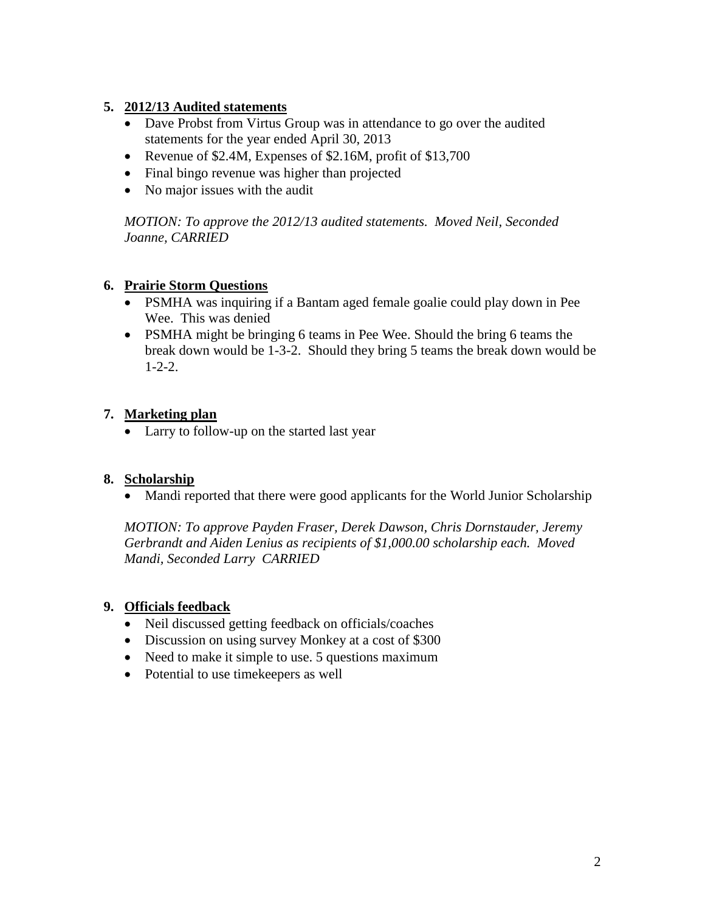5. **2012/13 Audited statements**
   - Dave Probst from Virtus Group was in attendance to go over the audited statements for the year ended April 30, 2013
   - Revenue of $2.4M, Expenses of $2.16M, profit of $13,700
   - Final bingo revenue was higher than projected
   - No major issues with the audit

   *MOTION: To approve the 2012/13 audited statements. Moved Neil, Seconded Joanne, CARRIED*

6. **Prairie Storm Questions**
   - PSMHA was inquiring if a Bantam aged female goalie could play down in Pee Wee. This was denied
   - PSMHA might be bringing 6 teams in Pee Wee. Should the bring 6 teams the break down would be 1-3-2. Should they bring 5 teams the break down would be 1-2-2.

7. **Marketing plan**
   - Larry to follow-up on the started last year

8. **Scholarship**
   - Mandi reported that there were good applicants for the World Junior Scholarship

   *MOTION: To approve Payden Fraser, Derek Dawson, Chris Dornstauder, Jeremy Gerbrandt and Aiden Lenius as recipients of $1,000.00 scholarship each. Moved Mandi, Seconded Larry CARRIED*

9. **Officials feedback**
   - Neil discussed getting feedback on officials/coaches
   - Discussion on using survey Monkey at a cost of $300
   - Need to make it simple to use. 5 questions maximum
   - Potential to use timekeepers as well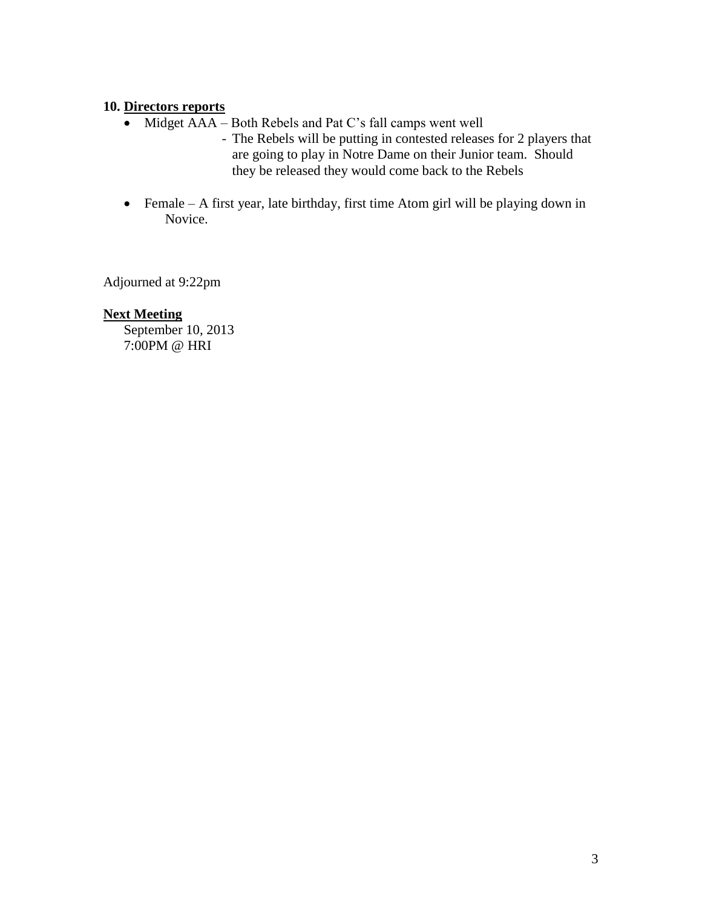## 10. Directors reports

- Midget AAA – Both Rebels and Pat C's fall camps went well
  - The Rebels will be putting in contested releases for 2 players that are going to play in Notre Dame on their Junior team. Should they be released they would come back to the Rebels
- Female – A first year, late birthday, first time Atom girl will be playing down in Novice.

Adjourned at 9:22pm

**Next Meeting**

September 10, 2013
7:00PM @ HRI